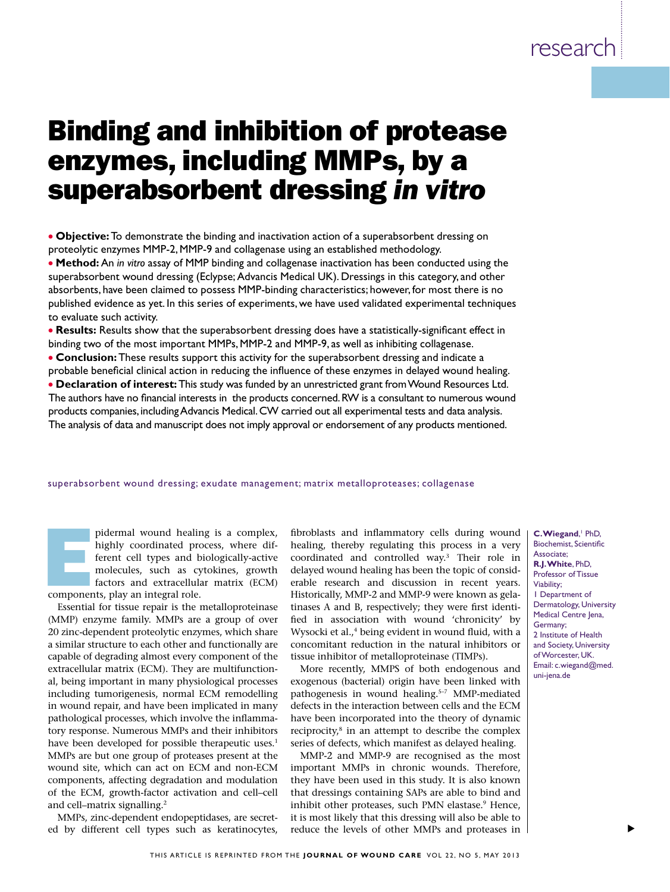# Binding and inhibition of protease enzymes, including MMPs, by a superabsorbent dressing *in vitro*

- **Objective:** To demonstrate the binding and inactivation action of a superabsorbent dressing on proteolytic enzymes MMP-2, MMP-9 and collagenase using an established methodology.
- **Method:** An *in vitro* assay of MMP binding and collagenase inactivation has been conducted using the superabsorbent wound dressing (Eclypse; Advancis Medical UK). Dressings in this category, and other absorbents, have been claimed to possess MMP-binding characteristics; however, for most there is no published evidence as yet. In this series of experiments, we have used validated experimental techniques to evaluate such activity.
- **Results:** Results show that the superabsorbent dressing does have a statistically-significant effect in binding two of the most important MMPs, MMP-2 and MMP-9, as well as inhibiting collagenase.
- **Conclusion:** These results support this activity for the superabsorbent dressing and indicate a probable beneficial clinical action in reducing the influence of these enzymes in delayed wound healing.
- **Declaration of interest:** This study was funded by an unrestricted grant from Wound Resources Ltd. The authors have no financial interests in the products concerned. RW is a consultant to numerous wound products companies, including Advancis Medical. CW carried out all experimental tests and data analysis. The analysis of data and manuscript does not imply approval or endorsement of any products mentioned.

superabsorbent wound dressing; exudate management; matrix metalloproteases; collagenase

**C. Wiegand**,[1] PhD, Biochemist, Scientific Associate; **R.J. White**, PhD, Professor of Tissue Viability; 1 Department of Dermatology, University Medical Centre Jena, Germany; 2 Institute of Health and Society, University of Worcester, UK. Email: c.wiegand@med.uni-jena.de

Epidermal wound healing is a complex, highly coordinated process, where different cell types and biologically-active molecules, such as cytokines, growth factors and extracellular matrix (ECM) components, play an integral role.

Essential for tissue repair is the metalloproteinase (MMP) enzyme family. MMPs are a group of over 20 zinc-dependent proteolytic enzymes, which share a similar structure to each other and functionally are capable of degrading almost every component of the extracellular matrix (ECM). They are multifunctional, being important in many physiological processes including tumorigenesis, normal ECM remodelling in wound repair, and have been implicated in many pathological processes, which involve the inflammatory response. Numerous MMPs and their inhibitors have been developed for possible therapeutic uses.[1] MMPs are but one group of proteases present at the wound site, which can act on ECM and non-ECM components, affecting degradation and modulation of the ECM, growth-factor activation and cell–cell and cell–matrix signalling.[2]

MMPs, zinc-dependent endopeptidases, are secreted by different cell types such as keratinocytes, fibroblasts and inflammatory cells during wound healing, thereby regulating this process in a very coordinated and controlled way.[3] Their role in delayed wound healing has been the topic of considerable research and discussion in recent years. Historically, MMP-2 and MMP-9 were known as gelatinases A and B, respectively; they were first identified in association with wound 'chronicity' by Wysocki et al.,[4] being evident in wound fluid, with a concomitant reduction in the natural inhibitors or tissue inhibitor of metalloproteinase (TIMPs).

More recently, MMPS of both endogenous and exogenous (bacterial) origin have been linked with pathogenesis in wound healing.[5–7] MMP-mediated defects in the interaction between cells and the ECM have been incorporated into the theory of dynamic reciprocity,[8] in an attempt to describe the complex series of defects, which manifest as delayed healing.

MMP-2 and MMP-9 are recognised as the most important MMPs in chronic wounds. Therefore, they have been used in this study. It is also known that dressings containing SAPs are able to bind and inhibit other proteases, such PMN elastase.[9] Hence, it is most likely that this dressing will also be able to reduce the levels of other MMPs and proteases in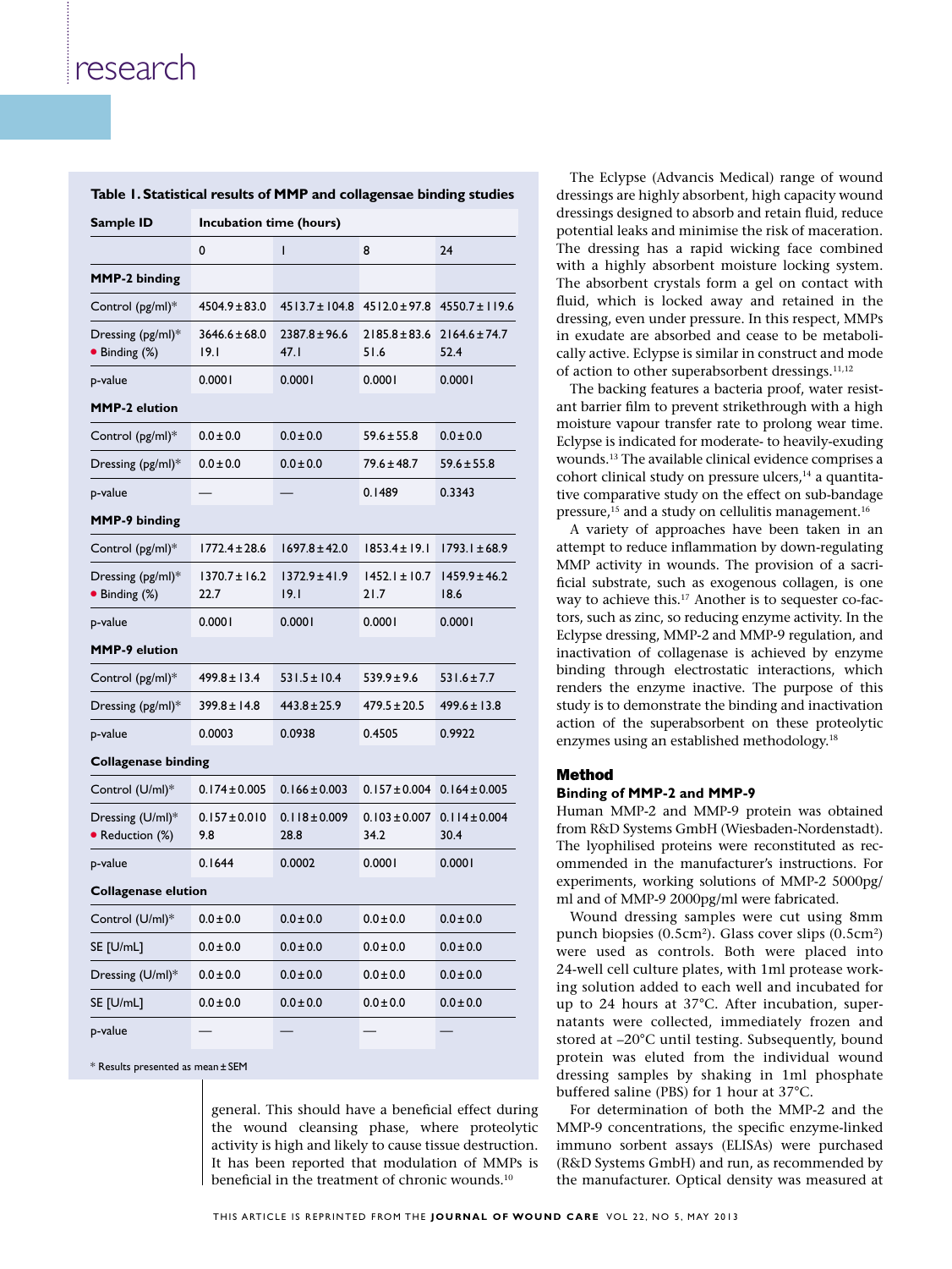**Table 1. Statistical results of MMP and collagensae binding studies**

| Sample ID | Incubation time (hours) | | | |
|---|---|---|---|---|
| | 0 | 1 | 8 | 24 |
| **MMP-2 binding** | | | | |
| Control (pg/ml)* | 4504.9±83.0 | 4513.7±104.8 | 4512.0±97.8 | 4550.7±119.6 |
| Dressing (pg/ml)* • Binding (%) | 3646.6±68.0 19.1 | 2387.8±96.6 47.1 | 2185.8±83.6 51.6 | 2164.6±74.7 52.4 |
| p-value | 0.0001 | 0.0001 | 0.0001 | 0.0001 |
| **MMP-2 elution** | | | | |
| Control (pg/ml)* | 0.0±0.0 | 0.0±0.0 | 59.6±55.8 | 0.0±0.0 |
| Dressing (pg/ml)* | 0.0±0.0 | 0.0±0.0 | 79.6±48.7 | 59.6±55.8 |
| p-value | — | — | 0.1489 | 0.3343 |
| **MMP-9 binding** | | | | |
| Control (pg/ml)* | 1772.4±28.6 | 1697.8±42.0 | 1853.4±19.1 | 1793.1±68.9 |
| Dressing (pg/ml)* • Binding (%) | 1370.7±16.2 22.7 | 1372.9±41.9 19.1 | 1452.1±10.7 21.7 | 1459.9±46.2 18.6 |
| p-value | 0.0001 | 0.0001 | 0.0001 | 0.0001 |
| **MMP-9 elution** | | | | |
| Control (pg/ml)* | 499.8±13.4 | 531.5±10.4 | 539.9±9.6 | 531.6±7.7 |
| Dressing (pg/ml)* | 399.8±14.8 | 443.8±25.9 | 479.5±20.5 | 499.6±13.8 |
| p-value | 0.0003 | 0.0938 | 0.4505 | 0.9922 |
| **Collagenase binding** | | | | |
| Control (U/ml)* | 0.174±0.005 | 0.166±0.003 | 0.157±0.004 | 0.164±0.005 |
| Dressing (U/ml)* • Reduction (%) | 0.157±0.010 9.8 | 0.118±0.009 28.8 | 0.103±0.007 34.2 | 0.114±0.004 30.4 |
| p-value | 0.1644 | 0.0002 | 0.0001 | 0.0001 |
| **Collagenase elution** | | | | |
| Control (U/ml)* | 0.0±0.0 | 0.0±0.0 | 0.0±0.0 | 0.0±0.0 |
| SE [U/mL] | 0.0±0.0 | 0.0±0.0 | 0.0±0.0 | 0.0±0.0 |
| Dressing (U/ml)* | 0.0±0.0 | 0.0±0.0 | 0.0±0.0 | 0.0±0.0 |
| SE [U/mL] | 0.0±0.0 | 0.0±0.0 | 0.0±0.0 | 0.0±0.0 |
| p-value | — | — | — | — |

\* Results presented as mean±SEM

general. This should have a beneficial effect during the wound cleansing phase, where proteolytic activity is high and likely to cause tissue destruction. It has been reported that modulation of MMPs is beneficial in the treatment of chronic wounds.[10]

The Eclypse (Advancis Medical) range of wound dressings are highly absorbent, high capacity wound dressings designed to absorb and retain fluid, reduce potential leaks and minimise the risk of maceration. The dressing has a rapid wicking face combined with a highly absorbent moisture locking system. The absorbent crystals form a gel on contact with fluid, which is locked away and retained in the dressing, even under pressure. In this respect, MMPs in exudate are absorbed and cease to be metabolically active. Eclypse is similar in construct and mode of action to other superabsorbent dressings.[11,12]

The backing features a bacteria proof, water resistant barrier film to prevent strikethrough with a high moisture vapour transfer rate to prolong wear time. Eclypse is indicated for moderate- to heavily-exuding wounds.[13] The available clinical evidence comprises a cohort clinical study on pressure ulcers,[14] a quantitative comparative study on the effect on sub-bandage pressure,[15] and a study on cellulitis management.[16]

A variety of approaches have been taken in an attempt to reduce inflammation by down-regulating MMP activity in wounds. The provision of a sacrificial substrate, such as exogenous collagen, is one way to achieve this.[17] Another is to sequester co-factors, such as zinc, so reducing enzyme activity. In the Eclypse dressing, MMP-2 and MMP-9 regulation, and inactivation of collagenase is achieved by enzyme binding through electrostatic interactions, which renders the enzyme inactive. The purpose of this study is to demonstrate the binding and inactivation action of the superabsorbent on these proteolytic enzymes using an established methodology.[18]

## Method

### Binding of MMP-2 and MMP-9

Human MMP-2 and MMP-9 protein was obtained from R&D Systems GmbH (Wiesbaden-Nordenstadt). The lyophilised proteins were reconstituted as recommended in the manufacturer's instructions. For experiments, working solutions of MMP-2 5000pg/ml and of MMP-9 2000pg/ml were fabricated.

Wound dressing samples were cut using 8mm punch biopsies ($0.5cm^2$). Glass cover slips ($0.5cm^2$) were used as controls. Both were placed into 24-well cell culture plates, with 1ml protease working solution added to each well and incubated for up to 24 hours at 37°C. After incubation, supernatants were collected, immediately frozen and stored at –20°C until testing. Subsequently, bound protein was eluted from the individual wound dressing samples by shaking in 1ml phosphate buffered saline (PBS) for 1 hour at 37°C.

For determination of both the MMP-2 and the MMP-9 concentrations, the specific enzyme-linked immuno sorbent assays (ELISAs) were purchased (R&D Systems GmbH) and run, as recommended by the manufacturer. Optical density was measured at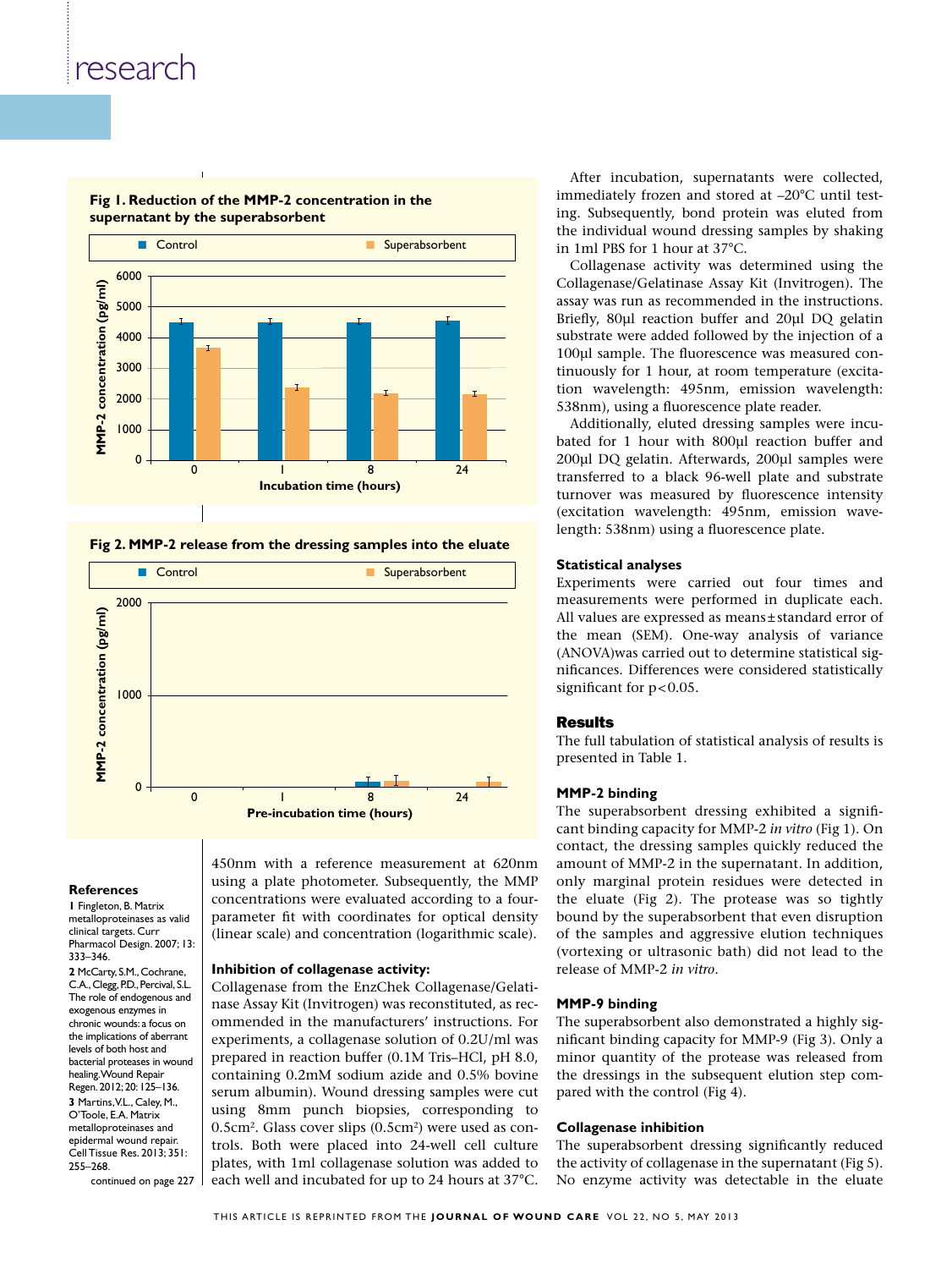**Fig 1. Reduction of the MMP-2 concentration in the supernatant by the superabsorbent**

**Fig 2. MMP-2 release from the dressing samples into the eluate**

450nm with a reference measurement at 620nm using a plate photometer. Subsequently, the MMP concentrations were evaluated according to a four-parameter fit with coordinates for optical density (linear scale) and concentration (logarithmic scale).

### Inhibition of collagenase activity:

Collagenase from the EnzChek Collagenase/Gelatinase Assay Kit (Invitrogen) was reconstituted, as recommended in the manufacturers' instructions. For experiments, a collagenase solution of 0.2U/ml was prepared in reaction buffer (0.1M Tris–HCl, pH 8.0, containing 0.2mM sodium azide and 0.5% bovine serum albumin). Wound dressing samples were cut using 8mm punch biopsies, corresponding to $0.5cm^2$. Glass cover slips ($0.5cm^2$) were used as controls. Both were placed into 24-well cell culture plates, with 1ml collagenase solution was added to each well and incubated for up to 24 hours at 37°C.

After incubation, supernatants were collected, immediately frozen and stored at –20°C until testing. Subsequently, bond protein was eluted from the individual wound dressing samples by shaking in 1ml PBS for 1 hour at 37°C.

Collagenase activity was determined using the Collagenase/Gelatinase Assay Kit (Invitrogen). The assay was run as recommended in the instructions. Briefly, 80µl reaction buffer and 20µl DQ gelatin substrate were added followed by the injection of a 100µl sample. The fluorescence was measured continuously for 1 hour, at room temperature (excitation wavelength: 495nm, emission wavelength: 538nm), using a fluorescence plate reader.

Additionally, eluted dressing samples were incubated for 1 hour with 800µl reaction buffer and 200µl DQ gelatin. Afterwards, 200µl samples were transferred to a black 96-well plate and substrate turnover was measured by fluorescence intensity (excitation wavelength: 495nm, emission wavelength: 538nm) using a fluorescence plate.

### Statistical analyses

Experiments were carried out four times and measurements were performed in duplicate each. All values are expressed as means ± standard error of the mean (SEM). One-way analysis of variance (ANOVA)was carried out to determine statistical significances. Differences were considered statistically significant for $p<0.05$.

## Results

The full tabulation of statistical analysis of results is presented in Table 1.

### MMP-2 binding

The superabsorbent dressing exhibited a significant binding capacity for MMP-2 *in vitro* (Fig 1). On contact, the dressing samples quickly reduced the amount of MMP-2 in the supernatant. In addition, only marginal protein residues were detected in the eluate (Fig 2). The protease was so tightly bound by the superabsorbent that even disruption of the samples and aggressive elution techniques (vortexing or ultrasonic bath) did not lead to the release of MMP-2 *in vitro*.

### MMP-9 binding

The superabsorbent also demonstrated a highly significant binding capacity for MMP-9 (Fig 3). Only a minor quantity of the protease was released from the dressings in the subsequent elution step compared with the control (Fig 4).

### Collagenase inhibition

The superabsorbent dressing significantly reduced the activity of collagenase in the supernatant (Fig 5). No enzyme activity was detectable in the eluate

### References

**1** Fingleton, B. Matrix metalloproteinases as valid clinical targets. Curr Pharmacol Design. 2007; 13: 333–346.

**2** McCarty, S.M., Cochrane, C.A., Clegg, P.D., Percival, S.L. The role of endogenous and exogenous enzymes in chronic wounds: a focus on the implications of aberrant levels of both host and bacterial proteases in wound healing. Wound Repair Regen. 2012; 20: 125–136.

**3** Martins, V.L., Caley, M., O'Toole, E.A. Matrix metalloproteinases and epidermal wound repair. Cell Tissue Res. 2013; 351: 255–268.

continued on page 227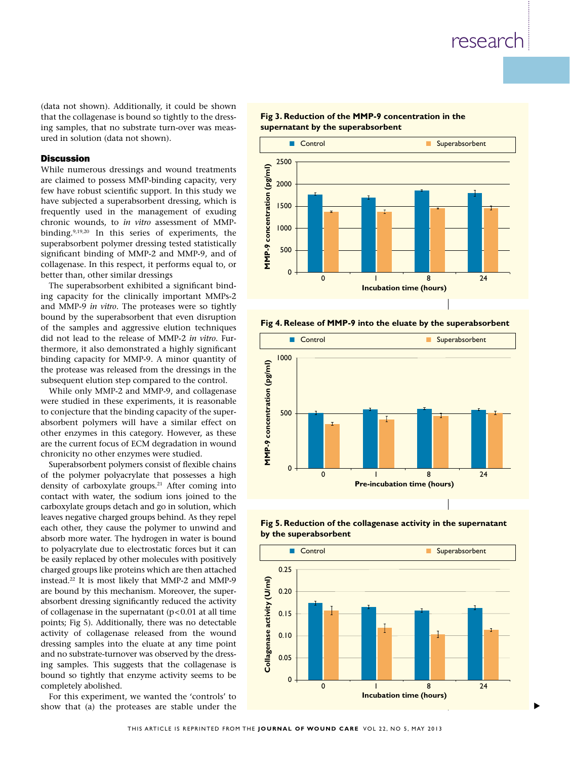(data not shown). Additionally, it could be shown that the collagenase is bound so tightly to the dressing samples, that no substrate turn-over was measured in solution (data not shown).

## Discussion

While numerous dressings and wound treatments are claimed to possess MMP-binding capacity, very few have robust scientific support. In this study we have subjected a superabsorbent dressing, which is frequently used in the management of exuding chronic wounds, to *in vitro* assessment of MMP-binding.[9,19,20] In this series of experiments, the superabsorbent polymer dressing tested statistically significant binding of MMP-2 and MMP-9, and of collagenase. In this respect, it performs equal to, or better than, other similar dressings

The superabsorbent exhibited a significant binding capacity for the clinically important MMPs-2 and MMP-9 *in vitro*. The proteases were so tightly bound by the superabsorbent that even disruption of the samples and aggressive elution techniques did not lead to the release of MMP-2 *in vitro*. Furthermore, it also demonstrated a highly significant binding capacity for MMP-9. A minor quantity of the protease was released from the dressings in the subsequent elution step compared to the control.

While only MMP-2 and MMP-9, and collagenase were studied in these experiments, it is reasonable to conjecture that the binding capacity of the superabsorbent polymers will have a similar effect on other enzymes in this category. However, as these are the current focus of ECM degradation in wound chronicity no other enzymes were studied.

Superabsorbent polymers consist of flexible chains of the polymer polyacrylate that possesses a high density of carboxylate groups.[21] After coming into contact with water, the sodium ions joined to the carboxylate groups detach and go in solution, which leaves negative charged groups behind. As they repel each other, they cause the polymer to unwind and absorb more water. The hydrogen in water is bound to polyacrylate due to electrostatic forces but it can be easily replaced by other molecules with positively charged groups like proteins which are then attached instead.[22] It is most likely that MMP-2 and MMP-9 are bound by this mechanism. Moreover, the superabsorbent dressing significantly reduced the activity of collagenase in the supernatant ($p<0.01$ at all time points; Fig 5). Additionally, there was no detectable activity of collagenase released from the wound dressing samples into the eluate at any time point and no substrate-turnover was observed by the dressing samples. This suggests that the collagenase is bound so tightly that enzyme activity seems to be completely abolished.

For this experiment, we wanted the 'controls' to show that (a) the proteases are stable under the

**Fig 3. Reduction of the MMP-9 concentration in the supernatant by the superabsorbent**

**Fig 4. Release of MMP-9 into the eluate by the superabsorbent**

**Fig 5. Reduction of the collagenase activity in the supernatant by the superabsorbent**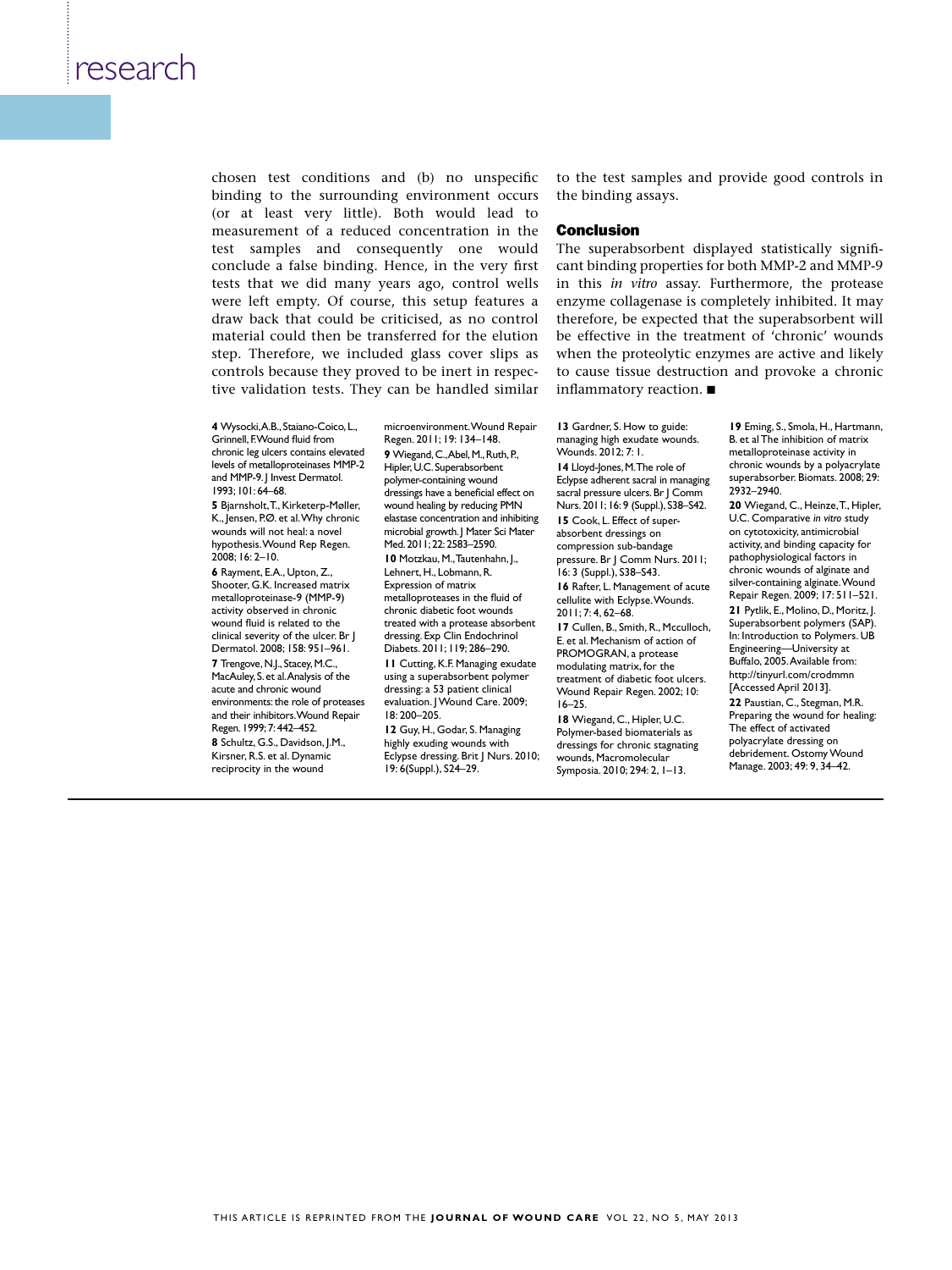chosen test conditions and (b) no unspecific binding to the surrounding environment occurs (or at least very little). Both would lead to measurement of a reduced concentration in the test samples and consequently one would conclude a false binding. Hence, in the very first tests that we did many years ago, control wells were left empty. Of course, this setup features a draw back that could be criticised, as no control material could then be transferred for the elution step. Therefore, we included glass cover slips as controls because they proved to be inert in respective validation tests. They can be handled similar to the test samples and provide good controls in the binding assays.

## Conclusion

The superabsorbent displayed statistically significant binding properties for both MMP-2 and MMP-9 in this *in vitro* assay. Furthermore, the protease enzyme collagenase is completely inhibited. It may therefore, be expected that the superabsorbent will be effective in the treatment of 'chronic' wounds when the proteolytic enzymes are active and likely to cause tissue destruction and provoke a chronic inflammatory reaction. ■

**4** Wysocki, A.B., Staiano-Coico, L., Grinnell, F. Wound fluid from chronic leg ulcers contains elevated levels of metalloproteinases MMP-2 and MMP-9. J Invest Dermatol. 1993; 101: 64–68.

**5** Bjarnsholt, T., Kirketerp-Møller, K., Jensen, P.Ø. et al. Why chronic wounds will not heal: a novel hypothesis. Wound Rep Regen. 2008; 16: 2–10.

**6** Rayment, E.A., Upton, Z., Shooter, G.K. Increased matrix metalloproteinase-9 (MMP-9) activity observed in chronic wound fluid is related to the clinical severity of the ulcer. Br J Dermatol. 2008; 158: 951–961.

**7** Trengove, N.J., Stacey, M.C., MacAuley, S. et al. Analysis of the acute and chronic wound environments: the role of proteases and their inhibitors. Wound Repair Regen. 1999; 7: 442–452.

**8** Schultz, G.S., Davidson, J.M., Kirsner, R.S. et al. Dynamic reciprocity in the wound microenvironment. Wound Repair Regen. 2011; 19: 134–148.

**9** Wiegand, C., Abel, M., Ruth, P., Hipler, U.C. Superabsorbent polymer-containing wound dressings have a beneficial effect on wound healing by reducing PMN elastase concentration and inhibiting microbial growth. J Mater Sci Mater Med. 2011; 22: 2583–2590.

**10** Motzkau, M., Tautenhahn, J., Lehnert, H., Lobmann, R. Expression of matrix metalloproteases in the fluid of chronic diabetic foot wounds treated with a protease absorbent dressing. Exp Clin Endochrinol Diabets. 2011; 119; 286–290.

**11** Cutting, K.F. Managing exudate using a superabsorbent polymer dressing: a 53 patient clinical evaluation. J Wound Care. 2009; 18: 200–205.

**12** Guy, H., Godar, S. Managing highly exuding wounds with Eclypse dressing. Brit J Nurs. 2010; 19: 6(Suppl.), S24–29.

**13** Gardner, S. How to guide: managing high exudate wounds. Wounds. 2012; 7: 1.

**14** Lloyd-Jones, M. The role of Eclypse adherent sacral in managing sacral pressure ulcers. Br J Comm Nurs. 2011; 16: 9 (Suppl.), S38–S42.

**15** Cook, L. Effect of super-absorbent dressings on compression sub-bandage pressure. Br J Comm Nurs. 2011; 16: 3 (Suppl.), S38–S43.

**16** Rafter, L. Management of acute cellulite with Eclypse. Wounds. 2011; 7: 4, 62–68.

**17** Cullen, B., Smith, R., Mcculloch, E. et al. Mechanism of action of PROMOGRAN, a protease modulating matrix, for the treatment of diabetic foot ulcers. Wound Repair Regen. 2002; 10: 16–25.

**18** Wiegand, C., Hipler, U.C. Polymer-based biomaterials as dressings for chronic stagnating wounds, Macromolecular Symposia. 2010; 294: 2, 1–13.

**19** Eming, S., Smola, H., Hartmann, B. et al The inhibition of matrix metalloproteinase activity in chronic wounds by a polyacrylate superabsorber. Biomats. 2008; 29: 2932–2940.

**20** Wiegand, C., Heinze, T., Hipler, U.C. Comparative *in vitro* study on cytotoxicity, antimicrobial activity, and binding capacity for pathophysiological factors in chronic wounds of alginate and silver-containing alginate. Wound Repair Regen. 2009; 17: 511–521.

**21** Pytlik, E., Molino, D., Moritz, J. Superabsorbent polymers (SAP). In: Introduction to Polymers. UB Engineering—University at Buffalo, 2005. Available from: http://tinyurl.com/crodmmn [Accessed April 2013].

**22** Paustian, C., Stegman, M.R. Preparing the wound for healing: The effect of activated polyacrylate dressing on debridement. Ostomy Wound Manage. 2003; 49: 9, 34–42.